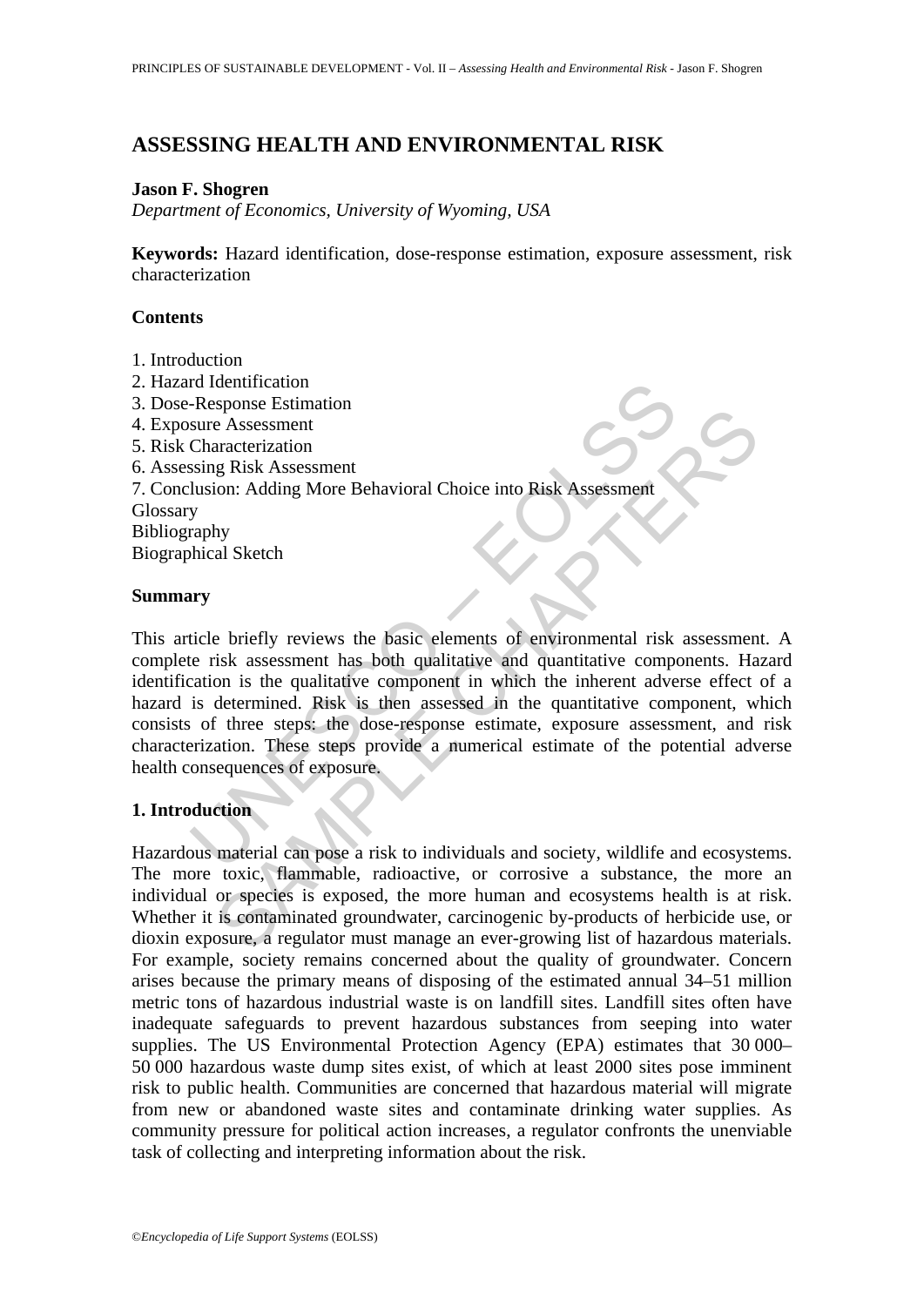# ASSESSING HEALTH AND ENVIRONMENTAL RISK

**Jason F. Shogren**

*Department of Economics, University of Wyoming, USA*

**Keywords:** Hazard identification, dose-response estimation, exposure assessment, risk characterization

## Contents

1. Introduction
2. Hazard Identification
3. Dose-Response Estimation
4. Exposure Assessment
5. Risk Characterization
6. Assessing Risk Assessment
7. Conclusion: Adding More Behavioral Choice into Risk Assessment

Glossary
Bibliography
Biographical Sketch

## Summary

This article briefly reviews the basic elements of environmental risk assessment. A complete risk assessment has both qualitative and quantitative components. Hazard identification is the qualitative component in which the inherent adverse effect of a hazard is determined. Risk is then assessed in the quantitative component, which consists of three steps: the dose-response estimate, exposure assessment, and risk characterization. These steps provide a numerical estimate of the potential adverse health consequences of exposure.

## 1. Introduction

Hazardous material can pose a risk to individuals and society, wildlife and ecosystems. The more toxic, flammable, radioactive, or corrosive a substance, the more an individual or species is exposed, the more human and ecosystems health is at risk. Whether it is contaminated groundwater, carcinogenic by-products of herbicide use, or dioxin exposure, a regulator must manage an ever-growing list of hazardous materials. For example, society remains concerned about the quality of groundwater. Concern arises because the primary means of disposing of the estimated annual 34–51 million metric tons of hazardous industrial waste is on landfill sites. Landfill sites often have inadequate safeguards to prevent hazardous substances from seeping into water supplies. The US Environmental Protection Agency (EPA) estimates that 30 000–50 000 hazardous waste dump sites exist, of which at least 2000 sites pose imminent risk to public health. Communities are concerned that hazardous material will migrate from new or abandoned waste sites and contaminate drinking water supplies. As community pressure for political action increases, a regulator confronts the unenviable task of collecting and interpreting information about the risk.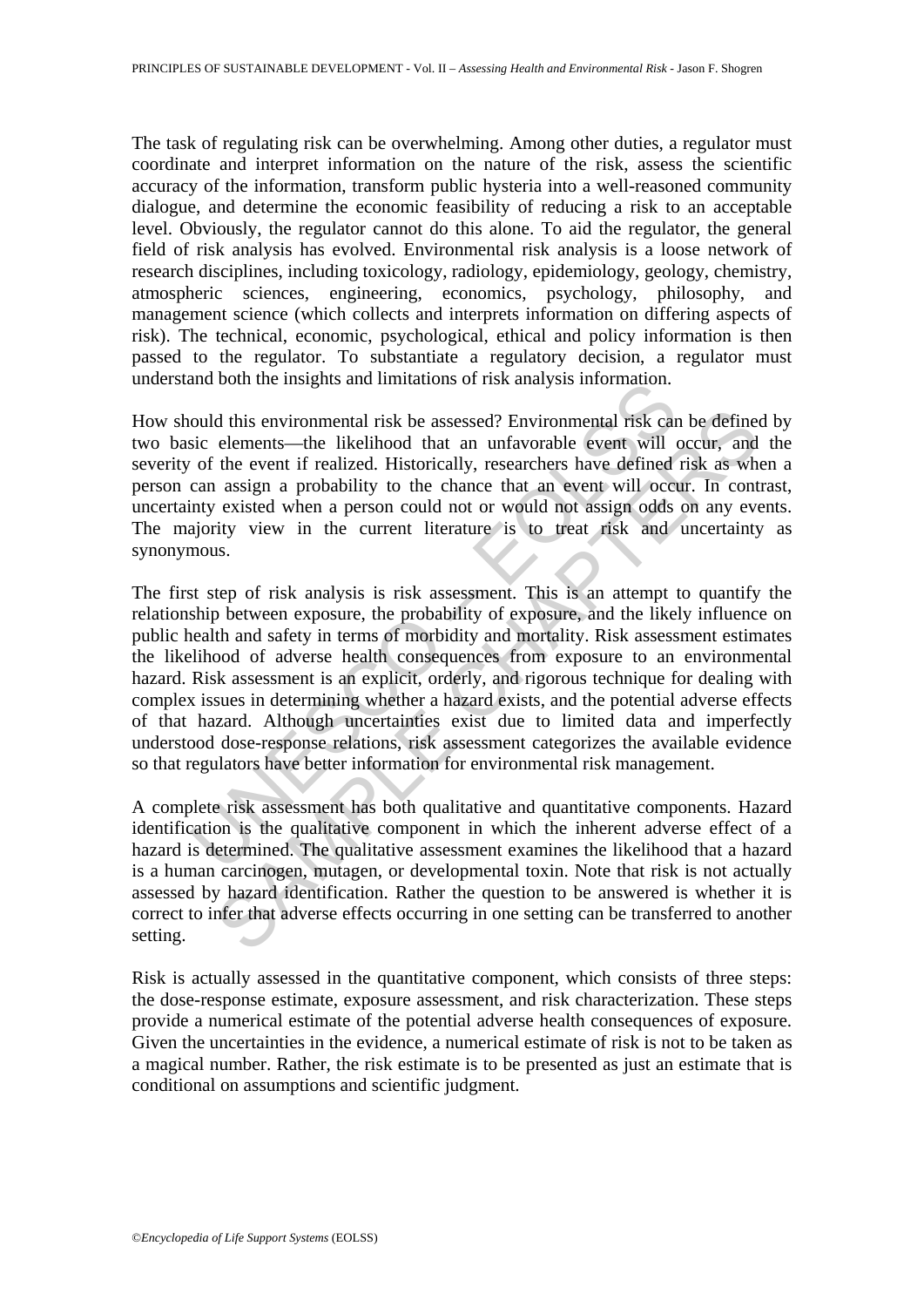The task of regulating risk can be overwhelming. Among other duties, a regulator must coordinate and interpret information on the nature of the risk, assess the scientific accuracy of the information, transform public hysteria into a well-reasoned community dialogue, and determine the economic feasibility of reducing a risk to an acceptable level. Obviously, the regulator cannot do this alone. To aid the regulator, the general field of risk analysis has evolved. Environmental risk analysis is a loose network of research disciplines, including toxicology, radiology, epidemiology, geology, chemistry, atmospheric sciences, engineering, economics, psychology, philosophy, and management science (which collects and interprets information on differing aspects of risk). The technical, economic, psychological, ethical and policy information is then passed to the regulator. To substantiate a regulatory decision, a regulator must understand both the insights and limitations of risk analysis information.

How should this environmental risk be assessed? Environmental risk can be defined by two basic elements—the likelihood that an unfavorable event will occur, and the severity of the event if realized. Historically, researchers have defined risk as when a person can assign a probability to the chance that an event will occur. In contrast, uncertainty existed when a person could not or would not assign odds on any events. The majority view in the current literature is to treat risk and uncertainty as synonymous.

The first step of risk analysis is risk assessment. This is an attempt to quantify the relationship between exposure, the probability of exposure, and the likely influence on public health and safety in terms of morbidity and mortality. Risk assessment estimates the likelihood of adverse health consequences from exposure to an environmental hazard. Risk assessment is an explicit, orderly, and rigorous technique for dealing with complex issues in determining whether a hazard exists, and the potential adverse effects of that hazard. Although uncertainties exist due to limited data and imperfectly understood dose-response relations, risk assessment categorizes the available evidence so that regulators have better information for environmental risk management.

A complete risk assessment has both qualitative and quantitative components. Hazard identification is the qualitative component in which the inherent adverse effect of a hazard is determined. The qualitative assessment examines the likelihood that a hazard is a human carcinogen, mutagen, or developmental toxin. Note that risk is not actually assessed by hazard identification. Rather the question to be answered is whether it is correct to infer that adverse effects occurring in one setting can be transferred to another setting.

Risk is actually assessed in the quantitative component, which consists of three steps: the dose-response estimate, exposure assessment, and risk characterization. These steps provide a numerical estimate of the potential adverse health consequences of exposure. Given the uncertainties in the evidence, a numerical estimate of risk is not to be taken as a magical number. Rather, the risk estimate is to be presented as just an estimate that is conditional on assumptions and scientific judgment.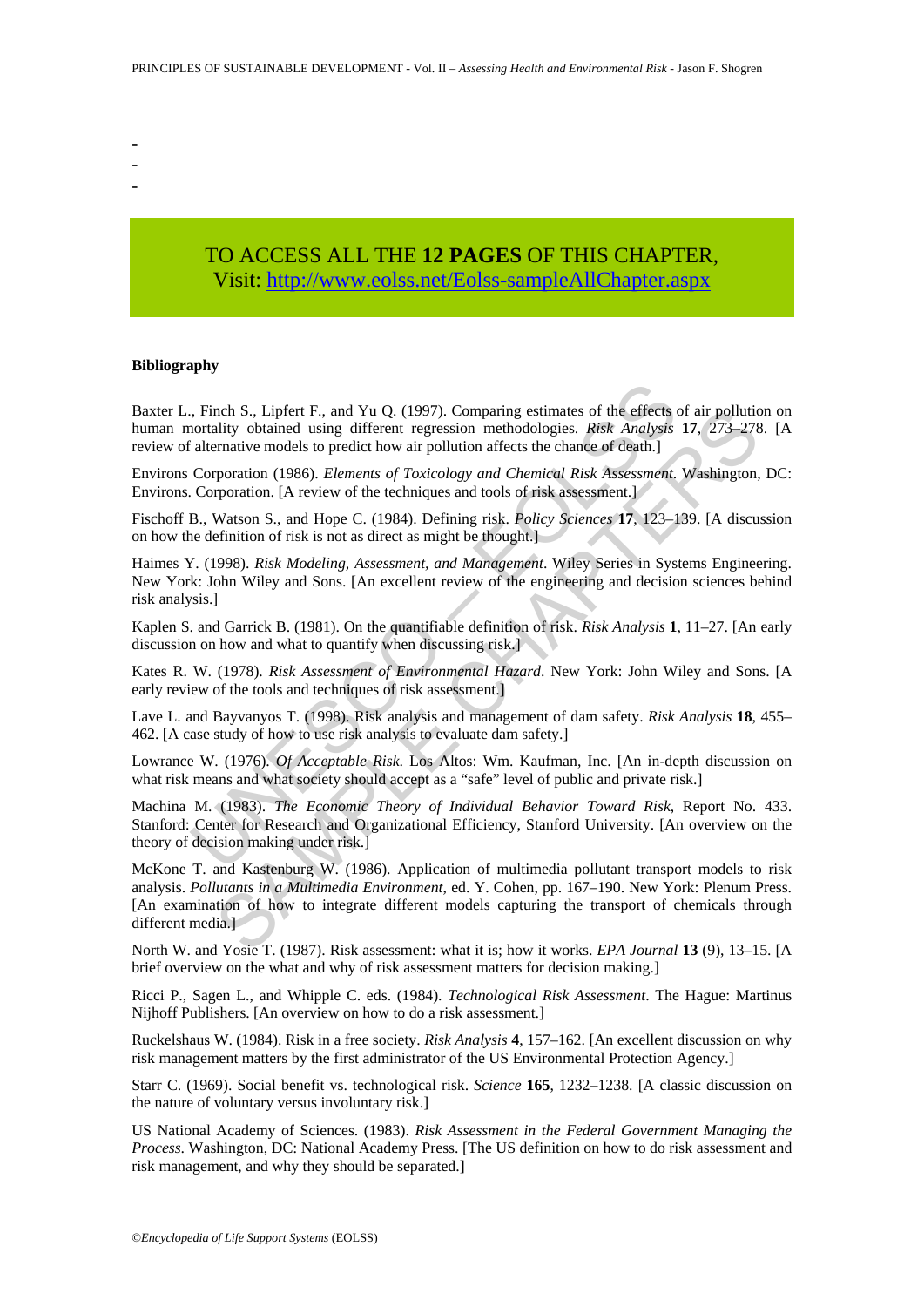-
-
-

TO ACCESS ALL THE **12 PAGES** OF THIS CHAPTER,
Visit: http://www.eolss.net/Eolss-sampleAllChapter.aspx

**Bibliography**

Baxter L., Finch S., Lipfert F., and Yu Q. (1997). Comparing estimates of the effects of air pollution on human mortality obtained using different regression methodologies. *Risk Analysis* **17**, 273–278. [A review of alternative models to predict how air pollution affects the chance of death.]

Environs Corporation (1986). *Elements of Toxicology and Chemical Risk Assessment*. Washington, DC: Environs. Corporation. [A review of the techniques and tools of risk assessment.]

Fischoff B., Watson S., and Hope C. (1984). Defining risk. *Policy Sciences* **17**, 123–139. [A discussion on how the definition of risk is not as direct as might be thought.]

Haimes Y. (1998). *Risk Modeling, Assessment, and Management*. Wiley Series in Systems Engineering. New York: John Wiley and Sons. [An excellent review of the engineering and decision sciences behind risk analysis.]

Kaplen S. and Garrick B. (1981). On the quantifiable definition of risk. *Risk Analysis* **1**, 11–27. [An early discussion on how and what to quantify when discussing risk.]

Kates R. W. (1978). *Risk Assessment of Environmental Hazard*. New York: John Wiley and Sons. [A early review of the tools and techniques of risk assessment.]

Lave L. and Bayvanyos T. (1998). Risk analysis and management of dam safety. *Risk Analysis* **18**, 455–462. [A case study of how to use risk analysis to evaluate dam safety.]

Lowrance W. (1976). *Of Acceptable Risk*. Los Altos: Wm. Kaufman, Inc. [An in-depth discussion on what risk means and what society should accept as a "safe" level of public and private risk.]

Machina M. (1983). *The Economic Theory of Individual Behavior Toward Risk*, Report No. 433. Stanford: Center for Research and Organizational Efficiency, Stanford University. [An overview on the theory of decision making under risk.]

McKone T. and Kastenburg W. (1986). Application of multimedia pollutant transport models to risk analysis. *Pollutants in a Multimedia Environment*, ed. Y. Cohen, pp. 167–190. New York: Plenum Press. [An examination of how to integrate different models capturing the transport of chemicals through different media.]

North W. and Yosie T. (1987). Risk assessment: what it is; how it works. *EPA Journal* **13** (9), 13–15. [A brief overview on the what and why of risk assessment matters for decision making.]

Ricci P., Sagen L., and Whipple C. eds. (1984). *Technological Risk Assessment*. The Hague: Martinus Nijhoff Publishers. [An overview on how to do a risk assessment.]

Ruckelshaus W. (1984). Risk in a free society. *Risk Analysis* **4**, 157–162. [An excellent discussion on why risk management matters by the first administrator of the US Environmental Protection Agency.]

Starr C. (1969). Social benefit vs. technological risk. *Science* **165**, 1232–1238. [A classic discussion on the nature of voluntary versus involuntary risk.]

US National Academy of Sciences. (1983). *Risk Assessment in the Federal Government Managing the Process*. Washington, DC: National Academy Press. [The US definition on how to do risk assessment and risk management, and why they should be separated.]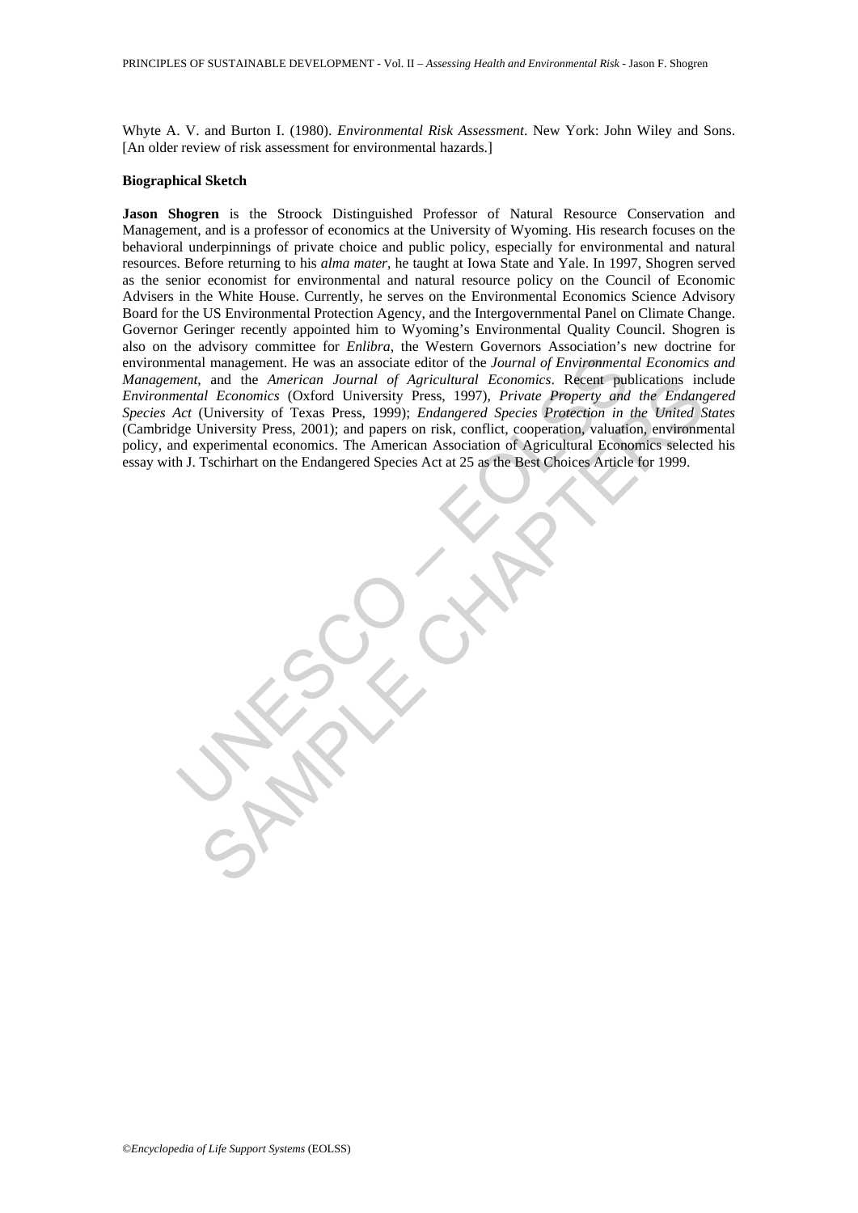Whyte A. V. and Burton I. (1980). *Environmental Risk Assessment*. New York: John Wiley and Sons. [An older review of risk assessment for environmental hazards.]

**Biographical Sketch**

**Jason Shogren** is the Stroock Distinguished Professor of Natural Resource Conservation and Management, and is a professor of economics at the University of Wyoming. His research focuses on the behavioral underpinnings of private choice and public policy, especially for environmental and natural resources. Before returning to his *alma mater*, he taught at Iowa State and Yale. In 1997, Shogren served as the senior economist for environmental and natural resource policy on the Council of Economic Advisers in the White House. Currently, he serves on the Environmental Economics Science Advisory Board for the US Environmental Protection Agency, and the Intergovernmental Panel on Climate Change. Governor Geringer recently appointed him to Wyoming's Environmental Quality Council. Shogren is also on the advisory committee for *Enlibra*, the Western Governors Association's new doctrine for environmental management. He was an associate editor of the *Journal of Environmental Economics and Management*, and the *American Journal of Agricultural Economics*. Recent publications include *Environmental Economics* (Oxford University Press, 1997), *Private Property and the Endangered Species Act* (University of Texas Press, 1999); *Endangered Species Protection in the United States* (Cambridge University Press, 2001); and papers on risk, conflict, cooperation, valuation, environmental policy, and experimental economics. The American Association of Agricultural Economics selected his essay with J. Tschirhart on the Endangered Species Act at 25 as the Best Choices Article for 1999.